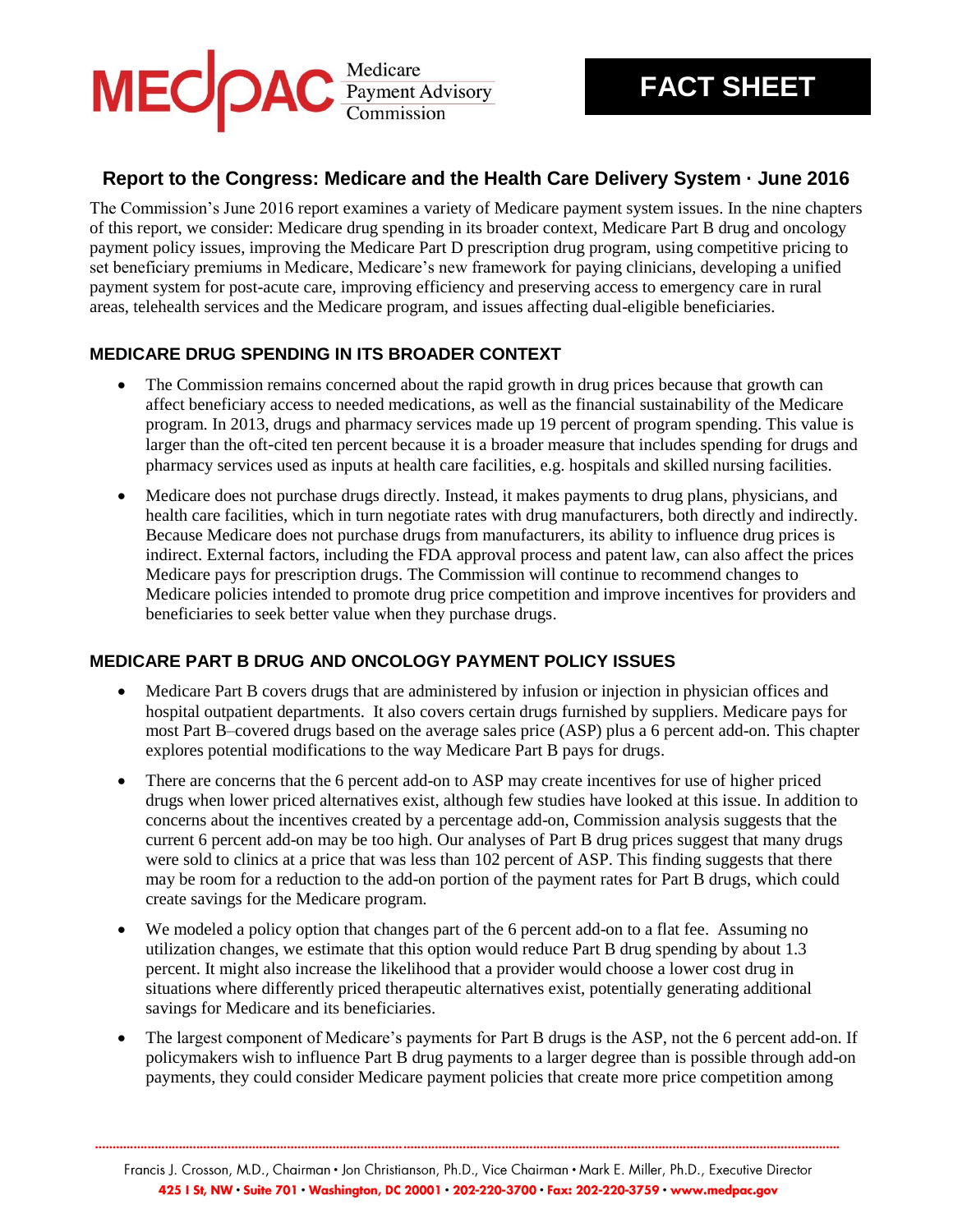MEDPAC Medicare Payment Advisory Commission

**FACT SHEET**

## Report to the Congress: Medicare and the Health Care Delivery System · June 2016

The Commission's June 2016 report examines a variety of Medicare payment system issues. In the nine chapters of this report, we consider: Medicare drug spending in its broader context, Medicare Part B drug and oncology payment policy issues, improving the Medicare Part D prescription drug program, using competitive pricing to set beneficiary premiums in Medicare, Medicare's new framework for paying clinicians, developing a unified payment system for post-acute care, improving efficiency and preserving access to emergency care in rural areas, telehealth services and the Medicare program, and issues affecting dual-eligible beneficiaries.

### MEDICARE DRUG SPENDING IN ITS BROADER CONTEXT

- The Commission remains concerned about the rapid growth in drug prices because that growth can affect beneficiary access to needed medications, as well as the financial sustainability of the Medicare program. In 2013, drugs and pharmacy services made up 19 percent of program spending. This value is larger than the oft-cited ten percent because it is a broader measure that includes spending for drugs and pharmacy services used as inputs at health care facilities, e.g. hospitals and skilled nursing facilities.
- Medicare does not purchase drugs directly. Instead, it makes payments to drug plans, physicians, and health care facilities, which in turn negotiate rates with drug manufacturers, both directly and indirectly. Because Medicare does not purchase drugs from manufacturers, its ability to influence drug prices is indirect. External factors, including the FDA approval process and patent law, can also affect the prices Medicare pays for prescription drugs. The Commission will continue to recommend changes to Medicare policies intended to promote drug price competition and improve incentives for providers and beneficiaries to seek better value when they purchase drugs.

### MEDICARE PART B DRUG AND ONCOLOGY PAYMENT POLICY ISSUES

- Medicare Part B covers drugs that are administered by infusion or injection in physician offices and hospital outpatient departments. It also covers certain drugs furnished by suppliers. Medicare pays for most Part B–covered drugs based on the average sales price (ASP) plus a 6 percent add-on. This chapter explores potential modifications to the way Medicare Part B pays for drugs.
- There are concerns that the 6 percent add-on to ASP may create incentives for use of higher priced drugs when lower priced alternatives exist, although few studies have looked at this issue. In addition to concerns about the incentives created by a percentage add-on, Commission analysis suggests that the current 6 percent add-on may be too high. Our analyses of Part B drug prices suggest that many drugs were sold to clinics at a price that was less than 102 percent of ASP. This finding suggests that there may be room for a reduction to the add-on portion of the payment rates for Part B drugs, which could create savings for the Medicare program.
- We modeled a policy option that changes part of the 6 percent add-on to a flat fee. Assuming no utilization changes, we estimate that this option would reduce Part B drug spending by about 1.3 percent. It might also increase the likelihood that a provider would choose a lower cost drug in situations where differently priced therapeutic alternatives exist, potentially generating additional savings for Medicare and its beneficiaries.
- The largest component of Medicare's payments for Part B drugs is the ASP, not the 6 percent add-on. If policymakers wish to influence Part B drug payments to a larger degree than is possible through add-on payments, they could consider Medicare payment policies that create more price competition among

Francis J. Crosson, M.D., Chairman • Jon Christianson, Ph.D., Vice Chairman • Mark E. Miller, Ph.D., Executive Director
425 I St, NW • Suite 701 • Washington, DC 20001 • 202-220-3700 • Fax: 202-220-3759 • www.medpac.gov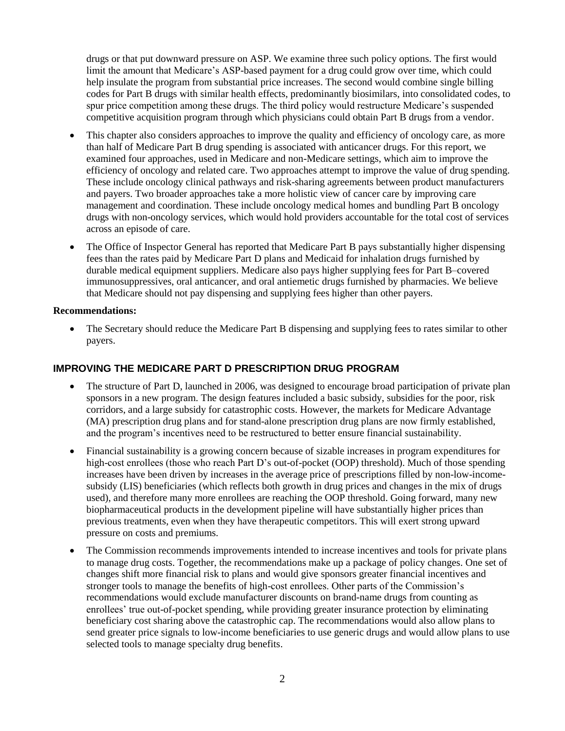drugs or that put downward pressure on ASP. We examine three such policy options. The first would limit the amount that Medicare's ASP-based payment for a drug could grow over time, which could help insulate the program from substantial price increases. The second would combine single billing codes for Part B drugs with similar health effects, predominantly biosimilars, into consolidated codes, to spur price competition among these drugs. The third policy would restructure Medicare's suspended competitive acquisition program through which physicians could obtain Part B drugs from a vendor.

- This chapter also considers approaches to improve the quality and efficiency of oncology care, as more than half of Medicare Part B drug spending is associated with anticancer drugs. For this report, we examined four approaches, used in Medicare and non-Medicare settings, which aim to improve the efficiency of oncology and related care. Two approaches attempt to improve the value of drug spending. These include oncology clinical pathways and risk-sharing agreements between product manufacturers and payers. Two broader approaches take a more holistic view of cancer care by improving care management and coordination. These include oncology medical homes and bundling Part B oncology drugs with non-oncology services, which would hold providers accountable for the total cost of services across an episode of care.
- The Office of Inspector General has reported that Medicare Part B pays substantially higher dispensing fees than the rates paid by Medicare Part D plans and Medicaid for inhalation drugs furnished by durable medical equipment suppliers. Medicare also pays higher supplying fees for Part B–covered immunosuppressives, oral anticancer, and oral antiemetic drugs furnished by pharmacies. We believe that Medicare should not pay dispensing and supplying fees higher than other payers.

**Recommendations:**

- The Secretary should reduce the Medicare Part B dispensing and supplying fees to rates similar to other payers.

## IMPROVING THE MEDICARE PART D PRESCRIPTION DRUG PROGRAM

- The structure of Part D, launched in 2006, was designed to encourage broad participation of private plan sponsors in a new program. The design features included a basic subsidy, subsidies for the poor, risk corridors, and a large subsidy for catastrophic costs. However, the markets for Medicare Advantage (MA) prescription drug plans and for stand-alone prescription drug plans are now firmly established, and the program's incentives need to be restructured to better ensure financial sustainability.
- Financial sustainability is a growing concern because of sizable increases in program expenditures for high-cost enrollees (those who reach Part D's out-of-pocket (OOP) threshold). Much of those spending increases have been driven by increases in the average price of prescriptions filled by non-low-income-subsidy (LIS) beneficiaries (which reflects both growth in drug prices and changes in the mix of drugs used), and therefore many more enrollees are reaching the OOP threshold. Going forward, many new biopharmaceutical products in the development pipeline will have substantially higher prices than previous treatments, even when they have therapeutic competitors. This will exert strong upward pressure on costs and premiums.
- The Commission recommends improvements intended to increase incentives and tools for private plans to manage drug costs. Together, the recommendations make up a package of policy changes. One set of changes shift more financial risk to plans and would give sponsors greater financial incentives and stronger tools to manage the benefits of high-cost enrollees. Other parts of the Commission's recommendations would exclude manufacturer discounts on brand-name drugs from counting as enrollees' true out-of-pocket spending, while providing greater insurance protection by eliminating beneficiary cost sharing above the catastrophic cap. The recommendations would also allow plans to send greater price signals to low-income beneficiaries to use generic drugs and would allow plans to use selected tools to manage specialty drug benefits.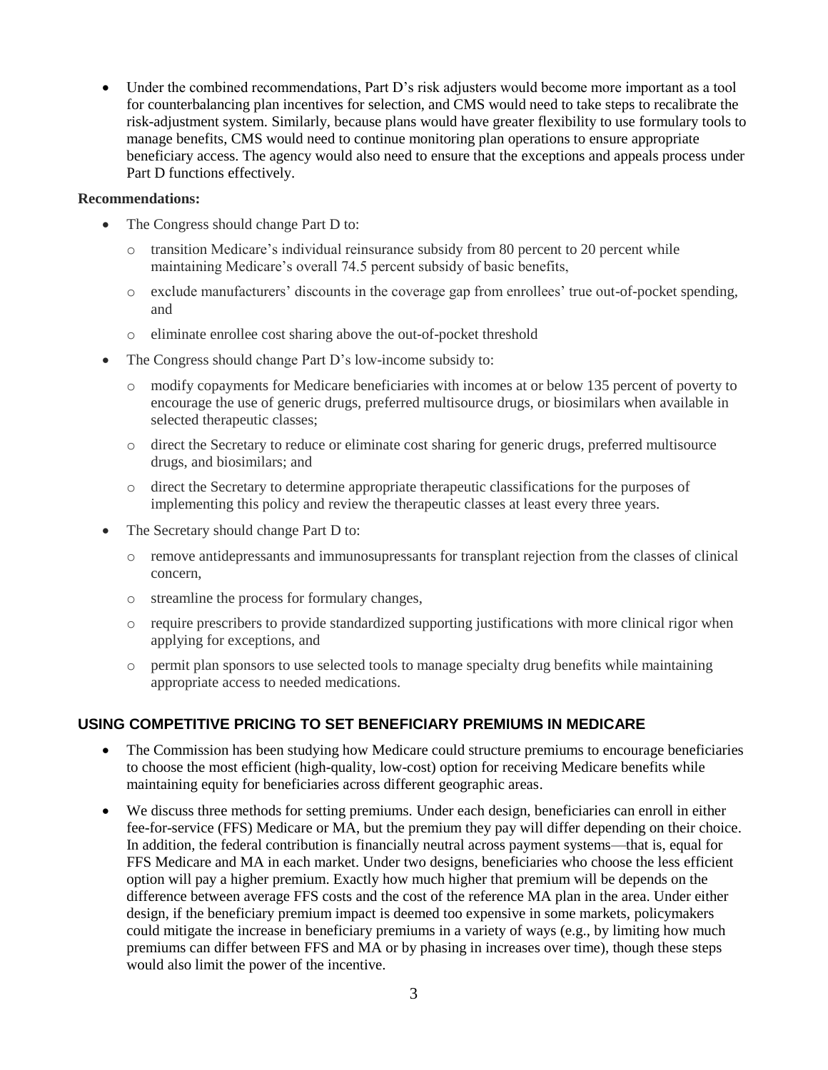- Under the combined recommendations, Part D's risk adjusters would become more important as a tool for counterbalancing plan incentives for selection, and CMS would need to take steps to recalibrate the risk-adjustment system. Similarly, because plans would have greater flexibility to use formulary tools to manage benefits, CMS would need to continue monitoring plan operations to ensure appropriate beneficiary access. The agency would also need to ensure that the exceptions and appeals process under Part D functions effectively.

**Recommendations:**

- The Congress should change Part D to:
  - transition Medicare's individual reinsurance subsidy from 80 percent to 20 percent while maintaining Medicare's overall 74.5 percent subsidy of basic benefits,
  - exclude manufacturers' discounts in the coverage gap from enrollees' true out-of-pocket spending, and
  - eliminate enrollee cost sharing above the out-of-pocket threshold
- The Congress should change Part D's low-income subsidy to:
  - modify copayments for Medicare beneficiaries with incomes at or below 135 percent of poverty to encourage the use of generic drugs, preferred multisource drugs, or biosimilars when available in selected therapeutic classes;
  - direct the Secretary to reduce or eliminate cost sharing for generic drugs, preferred multisource drugs, and biosimilars; and
  - direct the Secretary to determine appropriate therapeutic classifications for the purposes of implementing this policy and review the therapeutic classes at least every three years.
- The Secretary should change Part D to:
  - remove antidepressants and immunosupressants for transplant rejection from the classes of clinical concern,
  - streamline the process for formulary changes,
  - require prescribers to provide standardized supporting justifications with more clinical rigor when applying for exceptions, and
  - permit plan sponsors to use selected tools to manage specialty drug benefits while maintaining appropriate access to needed medications.

## USING COMPETITIVE PRICING TO SET BENEFICIARY PREMIUMS IN MEDICARE

- The Commission has been studying how Medicare could structure premiums to encourage beneficiaries to choose the most efficient (high-quality, low-cost) option for receiving Medicare benefits while maintaining equity for beneficiaries across different geographic areas.
- We discuss three methods for setting premiums. Under each design, beneficiaries can enroll in either fee-for-service (FFS) Medicare or MA, but the premium they pay will differ depending on their choice. In addition, the federal contribution is financially neutral across payment systems—that is, equal for FFS Medicare and MA in each market. Under two designs, beneficiaries who choose the less efficient option will pay a higher premium. Exactly how much higher that premium will be depends on the difference between average FFS costs and the cost of the reference MA plan in the area. Under either design, if the beneficiary premium impact is deemed too expensive in some markets, policymakers could mitigate the increase in beneficiary premiums in a variety of ways (e.g., by limiting how much premiums can differ between FFS and MA or by phasing in increases over time), though these steps would also limit the power of the incentive.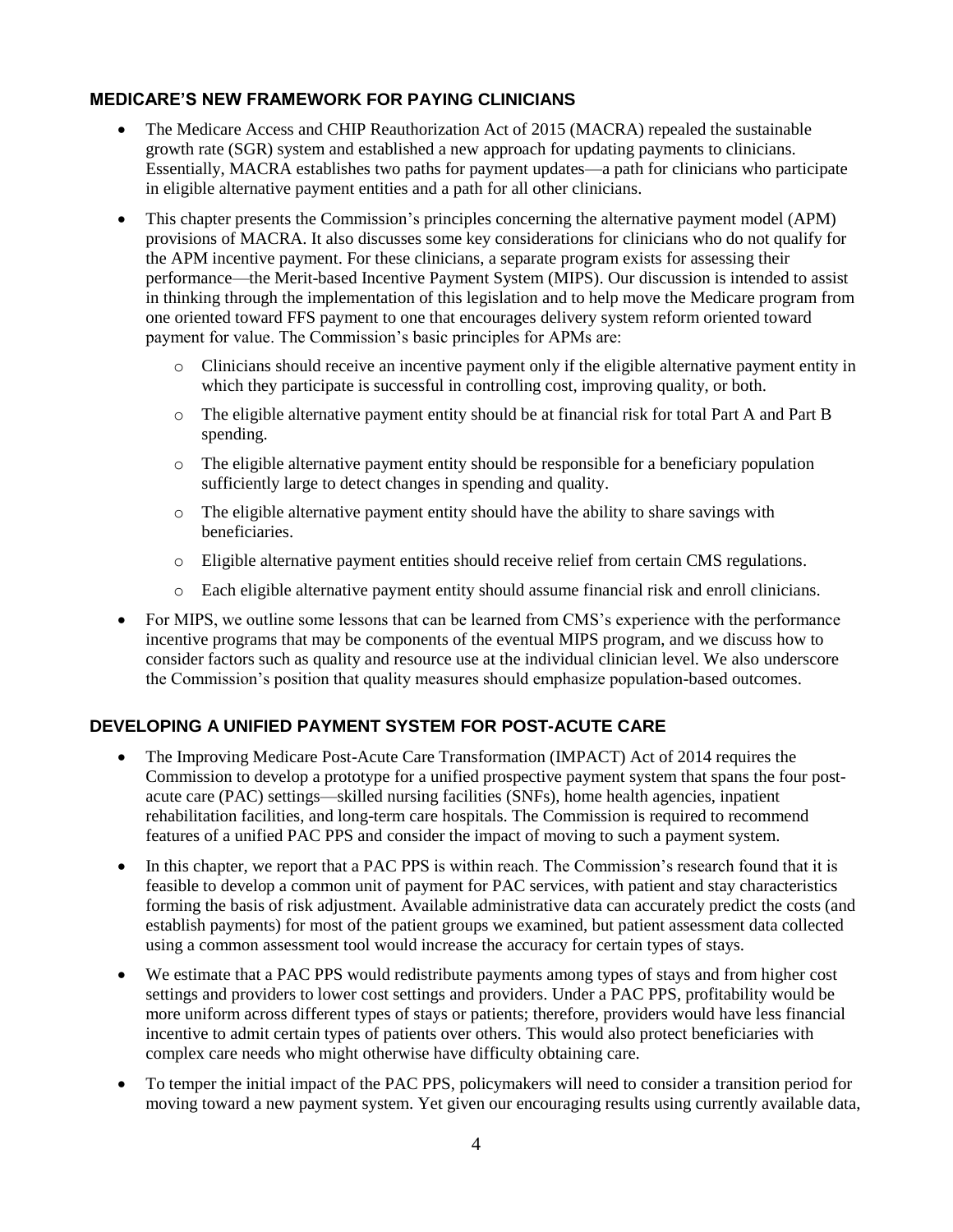## MEDICARE'S NEW FRAMEWORK FOR PAYING CLINICIANS

- The Medicare Access and CHIP Reauthorization Act of 2015 (MACRA) repealed the sustainable growth rate (SGR) system and established a new approach for updating payments to clinicians. Essentially, MACRA establishes two paths for payment updates—a path for clinicians who participate in eligible alternative payment entities and a path for all other clinicians.
- This chapter presents the Commission's principles concerning the alternative payment model (APM) provisions of MACRA. It also discusses some key considerations for clinicians who do not qualify for the APM incentive payment. For these clinicians, a separate program exists for assessing their performance—the Merit-based Incentive Payment System (MIPS). Our discussion is intended to assist in thinking through the implementation of this legislation and to help move the Medicare program from one oriented toward FFS payment to one that encourages delivery system reform oriented toward payment for value. The Commission's basic principles for APMs are:
    - Clinicians should receive an incentive payment only if the eligible alternative payment entity in which they participate is successful in controlling cost, improving quality, or both.
    - The eligible alternative payment entity should be at financial risk for total Part A and Part B spending.
    - The eligible alternative payment entity should be responsible for a beneficiary population sufficiently large to detect changes in spending and quality.
    - The eligible alternative payment entity should have the ability to share savings with beneficiaries.
    - Eligible alternative payment entities should receive relief from certain CMS regulations.
    - Each eligible alternative payment entity should assume financial risk and enroll clinicians.
- For MIPS, we outline some lessons that can be learned from CMS's experience with the performance incentive programs that may be components of the eventual MIPS program, and we discuss how to consider factors such as quality and resource use at the individual clinician level. We also underscore the Commission's position that quality measures should emphasize population-based outcomes.

## DEVELOPING A UNIFIED PAYMENT SYSTEM FOR POST-ACUTE CARE

- The Improving Medicare Post-Acute Care Transformation (IMPACT) Act of 2014 requires the Commission to develop a prototype for a unified prospective payment system that spans the four post-acute care (PAC) settings—skilled nursing facilities (SNFs), home health agencies, inpatient rehabilitation facilities, and long-term care hospitals. The Commission is required to recommend features of a unified PAC PPS and consider the impact of moving to such a payment system.
- In this chapter, we report that a PAC PPS is within reach. The Commission's research found that it is feasible to develop a common unit of payment for PAC services, with patient and stay characteristics forming the basis of risk adjustment. Available administrative data can accurately predict the costs (and establish payments) for most of the patient groups we examined, but patient assessment data collected using a common assessment tool would increase the accuracy for certain types of stays.
- We estimate that a PAC PPS would redistribute payments among types of stays and from higher cost settings and providers to lower cost settings and providers. Under a PAC PPS, profitability would be more uniform across different types of stays or patients; therefore, providers would have less financial incentive to admit certain types of patients over others. This would also protect beneficiaries with complex care needs who might otherwise have difficulty obtaining care.
- To temper the initial impact of the PAC PPS, policymakers will need to consider a transition period for moving toward a new payment system. Yet given our encouraging results using currently available data,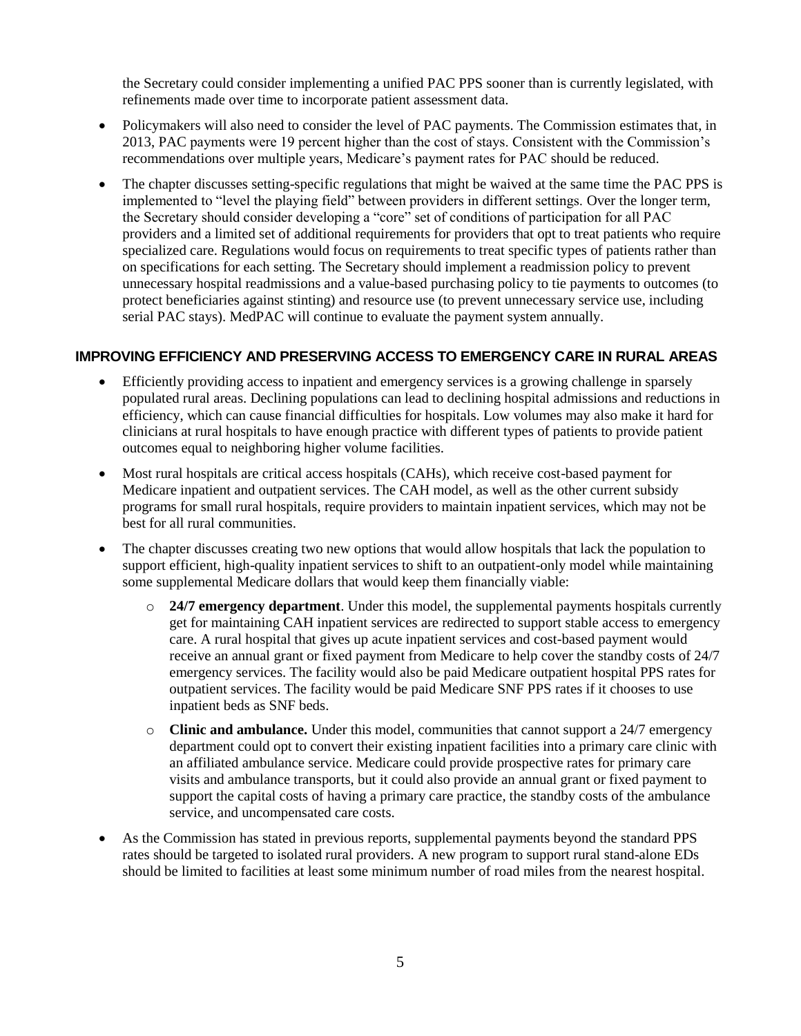the Secretary could consider implementing a unified PAC PPS sooner than is currently legislated, with refinements made over time to incorporate patient assessment data.

- Policymakers will also need to consider the level of PAC payments. The Commission estimates that, in 2013, PAC payments were 19 percent higher than the cost of stays. Consistent with the Commission's recommendations over multiple years, Medicare's payment rates for PAC should be reduced.
- The chapter discusses setting-specific regulations that might be waived at the same time the PAC PPS is implemented to "level the playing field" between providers in different settings. Over the longer term, the Secretary should consider developing a "core" set of conditions of participation for all PAC providers and a limited set of additional requirements for providers that opt to treat patients who require specialized care. Regulations would focus on requirements to treat specific types of patients rather than on specifications for each setting. The Secretary should implement a readmission policy to prevent unnecessary hospital readmissions and a value-based purchasing policy to tie payments to outcomes (to protect beneficiaries against stinting) and resource use (to prevent unnecessary service use, including serial PAC stays). MedPAC will continue to evaluate the payment system annually.

### IMPROVING EFFICIENCY AND PRESERVING ACCESS TO EMERGENCY CARE IN RURAL AREAS

- Efficiently providing access to inpatient and emergency services is a growing challenge in sparsely populated rural areas. Declining populations can lead to declining hospital admissions and reductions in efficiency, which can cause financial difficulties for hospitals. Low volumes may also make it hard for clinicians at rural hospitals to have enough practice with different types of patients to provide patient outcomes equal to neighboring higher volume facilities.
- Most rural hospitals are critical access hospitals (CAHs), which receive cost-based payment for Medicare inpatient and outpatient services. The CAH model, as well as the other current subsidy programs for small rural hospitals, require providers to maintain inpatient services, which may not be best for all rural communities.
- The chapter discusses creating two new options that would allow hospitals that lack the population to support efficient, high-quality inpatient services to shift to an outpatient-only model while maintaining some supplemental Medicare dollars that would keep them financially viable:
  - **24/7 emergency department**. Under this model, the supplemental payments hospitals currently get for maintaining CAH inpatient services are redirected to support stable access to emergency care. A rural hospital that gives up acute inpatient services and cost-based payment would receive an annual grant or fixed payment from Medicare to help cover the standby costs of 24/7 emergency services. The facility would also be paid Medicare outpatient hospital PPS rates for outpatient services. The facility would be paid Medicare SNF PPS rates if it chooses to use inpatient beds as SNF beds.
  - **Clinic and ambulance.** Under this model, communities that cannot support a 24/7 emergency department could opt to convert their existing inpatient facilities into a primary care clinic with an affiliated ambulance service. Medicare could provide prospective rates for primary care visits and ambulance transports, but it could also provide an annual grant or fixed payment to support the capital costs of having a primary care practice, the standby costs of the ambulance service, and uncompensated care costs.
- As the Commission has stated in previous reports, supplemental payments beyond the standard PPS rates should be targeted to isolated rural providers. A new program to support rural stand-alone EDs should be limited to facilities at least some minimum number of road miles from the nearest hospital.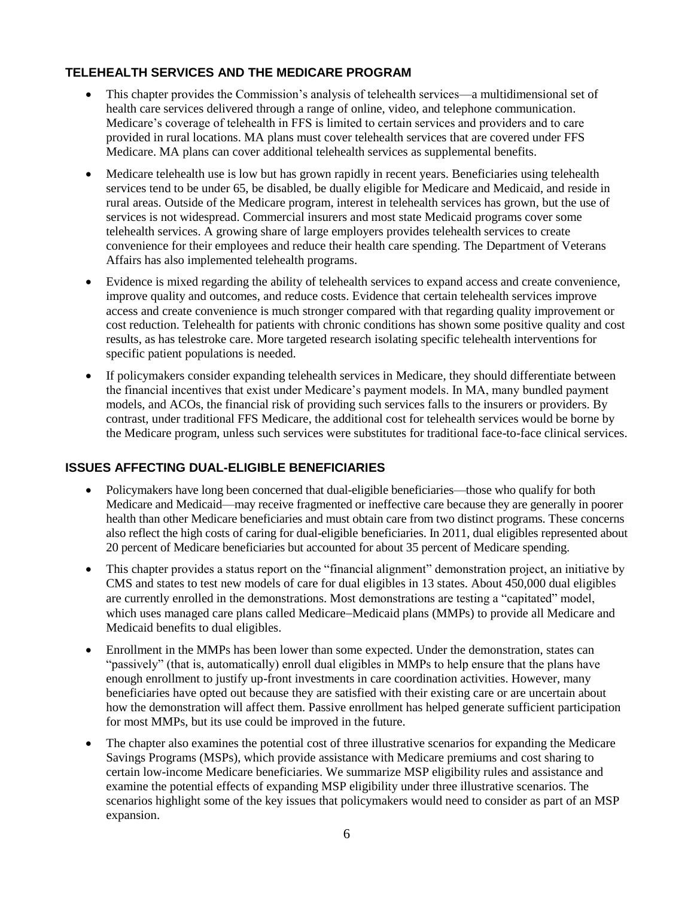### TELEHEALTH SERVICES AND THE MEDICARE PROGRAM

- This chapter provides the Commission's analysis of telehealth services—a multidimensional set of health care services delivered through a range of online, video, and telephone communication. Medicare's coverage of telehealth in FFS is limited to certain services and providers and to care provided in rural locations. MA plans must cover telehealth services that are covered under FFS Medicare. MA plans can cover additional telehealth services as supplemental benefits.
- Medicare telehealth use is low but has grown rapidly in recent years. Beneficiaries using telehealth services tend to be under 65, be disabled, be dually eligible for Medicare and Medicaid, and reside in rural areas. Outside of the Medicare program, interest in telehealth services has grown, but the use of services is not widespread. Commercial insurers and most state Medicaid programs cover some telehealth services. A growing share of large employers provides telehealth services to create convenience for their employees and reduce their health care spending. The Department of Veterans Affairs has also implemented telehealth programs.
- Evidence is mixed regarding the ability of telehealth services to expand access and create convenience, improve quality and outcomes, and reduce costs. Evidence that certain telehealth services improve access and create convenience is much stronger compared with that regarding quality improvement or cost reduction. Telehealth for patients with chronic conditions has shown some positive quality and cost results, as has telestroke care. More targeted research isolating specific telehealth interventions for specific patient populations is needed.
- If policymakers consider expanding telehealth services in Medicare, they should differentiate between the financial incentives that exist under Medicare's payment models. In MA, many bundled payment models, and ACOs, the financial risk of providing such services falls to the insurers or providers. By contrast, under traditional FFS Medicare, the additional cost for telehealth services would be borne by the Medicare program, unless such services were substitutes for traditional face-to-face clinical services.

### ISSUES AFFECTING DUAL-ELIGIBLE BENEFICIARIES

- Policymakers have long been concerned that dual-eligible beneficiaries—those who qualify for both Medicare and Medicaid—may receive fragmented or ineffective care because they are generally in poorer health than other Medicare beneficiaries and must obtain care from two distinct programs. These concerns also reflect the high costs of caring for dual-eligible beneficiaries. In 2011, dual eligibles represented about 20 percent of Medicare beneficiaries but accounted for about 35 percent of Medicare spending.
- This chapter provides a status report on the "financial alignment" demonstration project, an initiative by CMS and states to test new models of care for dual eligibles in 13 states. About 450,000 dual eligibles are currently enrolled in the demonstrations. Most demonstrations are testing a "capitated" model, which uses managed care plans called Medicare–Medicaid plans (MMPs) to provide all Medicare and Medicaid benefits to dual eligibles.
- Enrollment in the MMPs has been lower than some expected. Under the demonstration, states can "passively" (that is, automatically) enroll dual eligibles in MMPs to help ensure that the plans have enough enrollment to justify up-front investments in care coordination activities. However, many beneficiaries have opted out because they are satisfied with their existing care or are uncertain about how the demonstration will affect them. Passive enrollment has helped generate sufficient participation for most MMPs, but its use could be improved in the future.
- The chapter also examines the potential cost of three illustrative scenarios for expanding the Medicare Savings Programs (MSPs), which provide assistance with Medicare premiums and cost sharing to certain low-income Medicare beneficiaries. We summarize MSP eligibility rules and assistance and examine the potential effects of expanding MSP eligibility under three illustrative scenarios. The scenarios highlight some of the key issues that policymakers would need to consider as part of an MSP expansion.